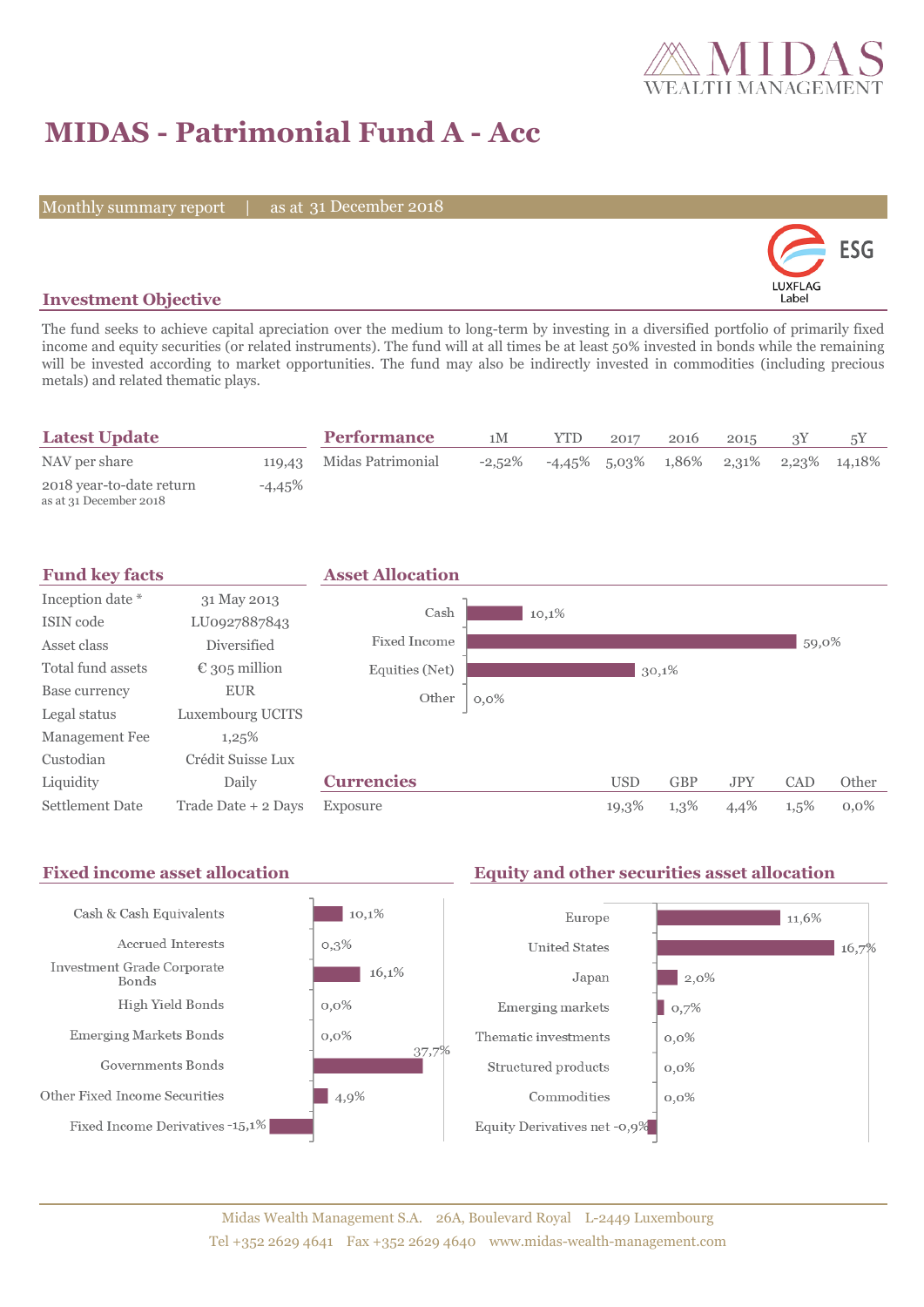# MIDAS - Patrimonial Fund A - Acc

Monthly summary report | as at 31 December 2018

ESG LUXFLAG Label

## Investment Objective

The fund seeks to achieve capital apreciation over the medium to long-term by investing in a diversified portfolio of primarily fixed income and equity securities (or related instruments). The fund will at all times be at least 50% invested in bonds while the remaining will be invested according to market opportunities. The fund may also be indirectly invested in commodities (including precious metals) and related thematic plays.

## Latest Update

| | |
|---|---|
| NAV per share | 119,43 |
| 2018 year-to-date return (as at 31 December 2018) | -4,45% |

## Performance

| | 1M | YTD | 2017 | 2016 | 2015 | 3Y | 5Y |
|---|---|---|---|---|---|---|---|
| Midas Patrimonial | -2,52% | -4,45% | 5,03% | 1,86% | 2,31% | 2,23% | 14,18% |

## Fund key facts

| | |
|---|---|
| Inception date * | 31 May 2013 |
| ISIN code | LU0927887843 |
| Asset class | Diversified |
| Total fund assets | € 305 million |
| Base currency | EUR |
| Legal status | Luxembourg UCITS |
| Management Fee | 1,25% |
| Custodian | Crédit Suisse Lux |
| Liquidity | Daily |
| Settlement Date | Trade Date + 2 Days |

## Asset Allocation

| | |
|---|---|
| Cash | 10,1% |
| Fixed Income | 59,0% |
| Equities (Net) | 30,1% |
| Other | 0,0% |

## Currencies

| | USD | GBP | JPY | CAD | Other |
|---|---|---|---|---|---|
| Exposure | 19,3% | 1,3% | 4,4% | 1,5% | 0,0% |

## Fixed income asset allocation

| | |
|---|---|
| Cash & Cash Equivalents | 10,1% |
| Accrued Interests | 0,3% |
| Investment Grade Corporate Bonds | 16,1% |
| High Yield Bonds | 0,0% |
| Emerging Markets Bonds | 0,0% |
| Governments Bonds | 37,7% |
| Other Fixed Income Securities | 4,9% |
| Fixed Income Derivatives | -15,1% |

## Equity and other securities asset allocation

| | |
|---|---|
| Europe | 11,6% |
| United States | 16,7% |
| Japan | 2,0% |
| Emerging markets | 0,7% |
| Thematic investments | 0,0% |
| Structured products | 0,0% |
| Commodities | 0,0% |
| Equity Derivatives net | -0,9% |

Midas Wealth Management S.A. 26A, Boulevard Royal L-2449 Luxembourg
Tel +352 2629 4641 Fax +352 2629 4640 www.midas-wealth-management.com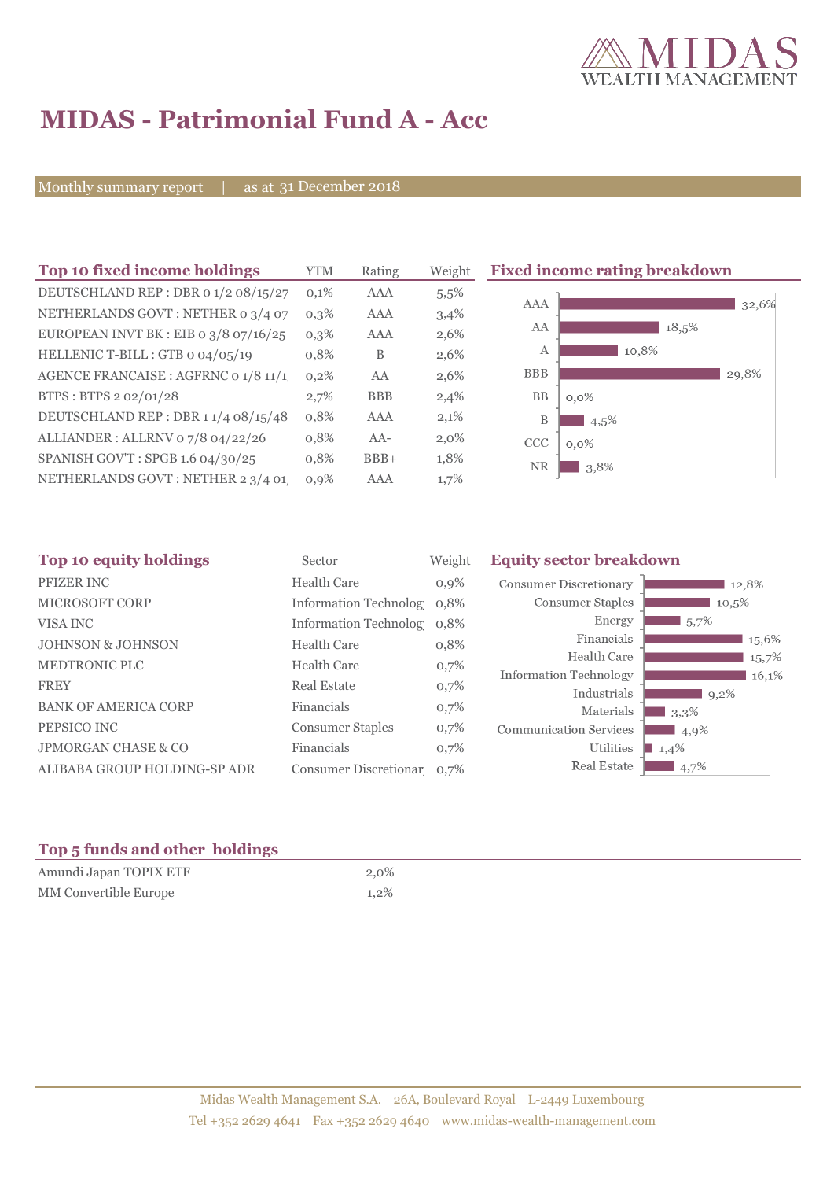# MIDAS - Patrimonial Fund A - Acc

Monthly summary report | as at 31 December 2018

### Top 10 fixed income holdings

| Top 10 fixed income holdings | YTM | Rating | Weight |
|---|---|---|---|
| DEUTSCHLAND REP : DBR 0 1/2 08/15/27 | 0,1% | AAA | 5,5% |
| NETHERLANDS GOVT : NETHER 0 3/4 07 | 0,3% | AAA | 3,4% |
| EUROPEAN INVT BK : EIB 0 3/8 07/16/25 | 0,3% | AAA | 2,6% |
| HELLENIC T-BILL : GTB 0 04/05/19 | 0,8% | B | 2,6% |
| AGENCE FRANCAISE : AGFRNC 0 1/8 11/1 | 0,2% | AA | 2,6% |
| BTPS : BTPS 2 02/01/28 | 2,7% | BBB | 2,4% |
| DEUTSCHLAND REP : DBR 1 1/4 08/15/48 | 0,8% | AAA | 2,1% |
| ALLIANDER : ALLRNV 0 7/8 04/22/26 | 0,8% | AA- | 2,0% |
| SPANISH GOV'T : SPGB 1.6 04/30/25 | 0,8% | BBB+ | 1,8% |
| NETHERLANDS GOVT : NETHER 2 3/4 01/ | 0,9% | AAA | 1,7% |

### Fixed income rating breakdown

| Rating | Weight |
|---|---|
| AAA | 32,6% |
| AA | 18,5% |
| A | 10,8% |
| BBB | 29,8% |
| BB | 0,0% |
| B | 4,5% |
| CCC | 0,0% |
| NR | 3,8% |

### Top 10 equity holdings

| Top 10 equity holdings | Sector | Weight |
|---|---|---|
| PFIZER INC | Health Care | 0,9% |
| MICROSOFT CORP | Information Technolog | 0,8% |
| VISA INC | Information Technolog | 0,8% |
| JOHNSON & JOHNSON | Health Care | 0,8% |
| MEDTRONIC PLC | Health Care | 0,7% |
| FREY | Real Estate | 0,7% |
| BANK OF AMERICA CORP | Financials | 0,7% |
| PEPSICO INC | Consumer Staples | 0,7% |
| JPMORGAN CHASE & CO | Financials | 0,7% |
| ALIBABA GROUP HOLDING-SP ADR | Consumer Discretionar | 0,7% |

### Equity sector breakdown

| Sector | Weight |
|---|---|
| Consumer Discretionary | 12,8% |
| Consumer Staples | 10,5% |
| Energy | 5,7% |
| Financials | 15,6% |
| Health Care | 15,7% |
| Information Technology | 16,1% |
| Industrials | 9,2% |
| Materials | 3,3% |
| Communication Services | 4,9% |
| Utilities | 1,4% |
| Real Estate | 4,7% |

### Top 5 funds and other holdings

| Top 5 funds and other holdings | Weight |
|---|---|
| Amundi Japan TOPIX ETF | 2,0% |
| MM Convertible Europe | 1,2% |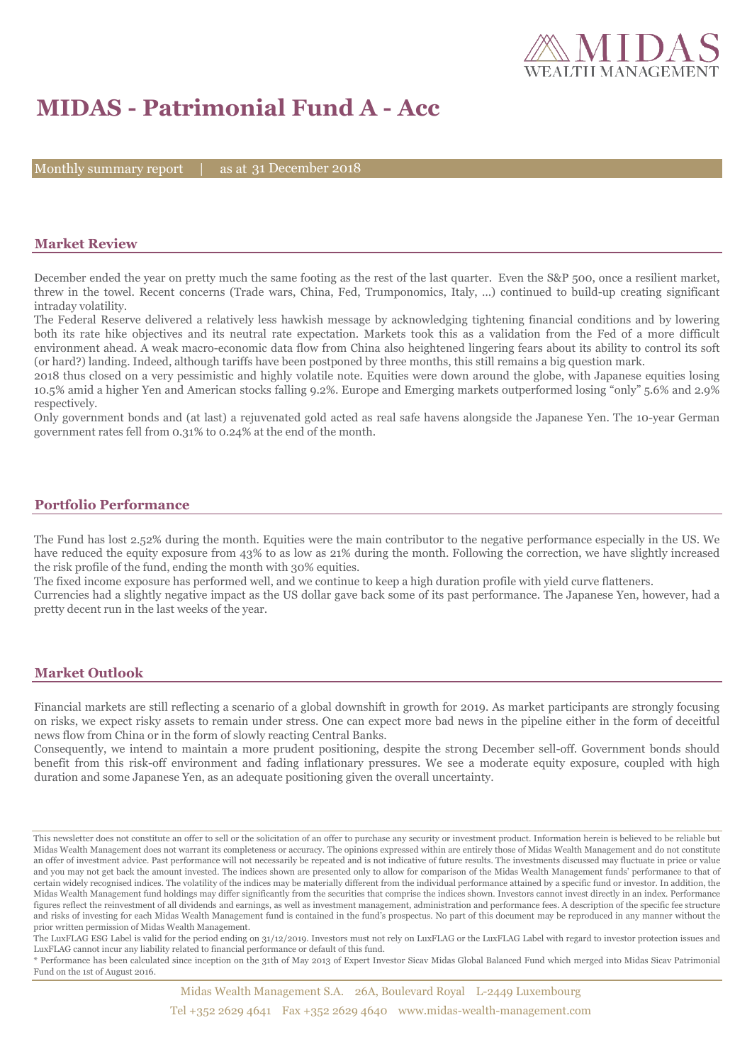# MIDAS - Patrimonial Fund A - Acc

Monthly summary report | as at 31 December 2018

## Market Review

December ended the year on pretty much the same footing as the rest of the last quarter. Even the S&P 500, once a resilient market, threw in the towel. Recent concerns (Trade wars, China, Fed, Trumponomics, Italy, …) continued to build-up creating significant intraday volatility.
The Federal Reserve delivered a relatively less hawkish message by acknowledging tightening financial conditions and by lowering both its rate hike objectives and its neutral rate expectation. Markets took this as a validation from the Fed of a more difficult environment ahead. A weak macro-economic data flow from China also heightened lingering fears about its ability to control its soft (or hard?) landing. Indeed, although tariffs have been postponed by three months, this still remains a big question mark.
2018 thus closed on a very pessimistic and highly volatile note. Equities were down around the globe, with Japanese equities losing 10.5% amid a higher Yen and American stocks falling 9.2%. Europe and Emerging markets outperformed losing "only" 5.6% and 2.9% respectively.
Only government bonds and (at last) a rejuvenated gold acted as real safe havens alongside the Japanese Yen. The 10-year German government rates fell from 0.31% to 0.24% at the end of the month.

## Portfolio Performance

The Fund has lost 2.52% during the month. Equities were the main contributor to the negative performance especially in the US. We have reduced the equity exposure from 43% to as low as 21% during the month. Following the correction, we have slightly increased the risk profile of the fund, ending the month with 30% equities.
The fixed income exposure has performed well, and we continue to keep a high duration profile with yield curve flatteners.
Currencies had a slightly negative impact as the US dollar gave back some of its past performance. The Japanese Yen, however, had a pretty decent run in the last weeks of the year.

## Market Outlook

Financial markets are still reflecting a scenario of a global downshift in growth for 2019. As market participants are strongly focusing on risks, we expect risky assets to remain under stress. One can expect more bad news in the pipeline either in the form of deceitful news flow from China or in the form of slowly reacting Central Banks.
Consequently, we intend to maintain a more prudent positioning, despite the strong December sell-off. Government bonds should benefit from this risk-off environment and fading inflationary pressures. We see a moderate equity exposure, coupled with high duration and some Japanese Yen, as an adequate positioning given the overall uncertainty.

This newsletter does not constitute an offer to sell or the solicitation of an offer to purchase any security or investment product. Information herein is believed to be reliable but Midas Wealth Management does not warrant its completeness or accuracy. The opinions expressed within are entirely those of Midas Wealth Management and do not constitute an offer of investment advice. Past performance will not necessarily be repeated and is not indicative of future results. The investments discussed may fluctuate in price or value and you may not get back the amount invested. The indices shown are presented only to allow for comparison of the Midas Wealth Management funds' performance to that of certain widely recognised indices. The volatility of the indices may be materially different from the individual performance attained by a specific fund or investor. In addition, the Midas Wealth Management fund holdings may differ significantly from the securities that comprise the indices shown. Investors cannot invest directly in an index. Performance figures reflect the reinvestment of all dividends and earnings, as well as investment management, administration and performance fees. A description of the specific fee structure and risks of investing for each Midas Wealth Management fund is contained in the fund's prospectus. No part of this document may be reproduced in any manner without the prior written permission of Midas Wealth Management.
The LuxFLAG ESG Label is valid for the period ending on 31/12/2019. Investors must not rely on LuxFLAG or the LuxFLAG Label with regard to investor protection issues and LuxFLAG cannot incur any liability related to financial performance or default of this fund.
\* Performance has been calculated since inception on the 31th of May 2013 of Expert Investor Sicav Midas Global Balanced Fund which merged into Midas Sicav Patrimonial Fund on the 1st of August 2016.

Midas Wealth Management S.A. 26A, Boulevard Royal L-2449 Luxembourg
Tel +352 2629 4641 Fax +352 2629 4640 www.midas-wealth-management.com